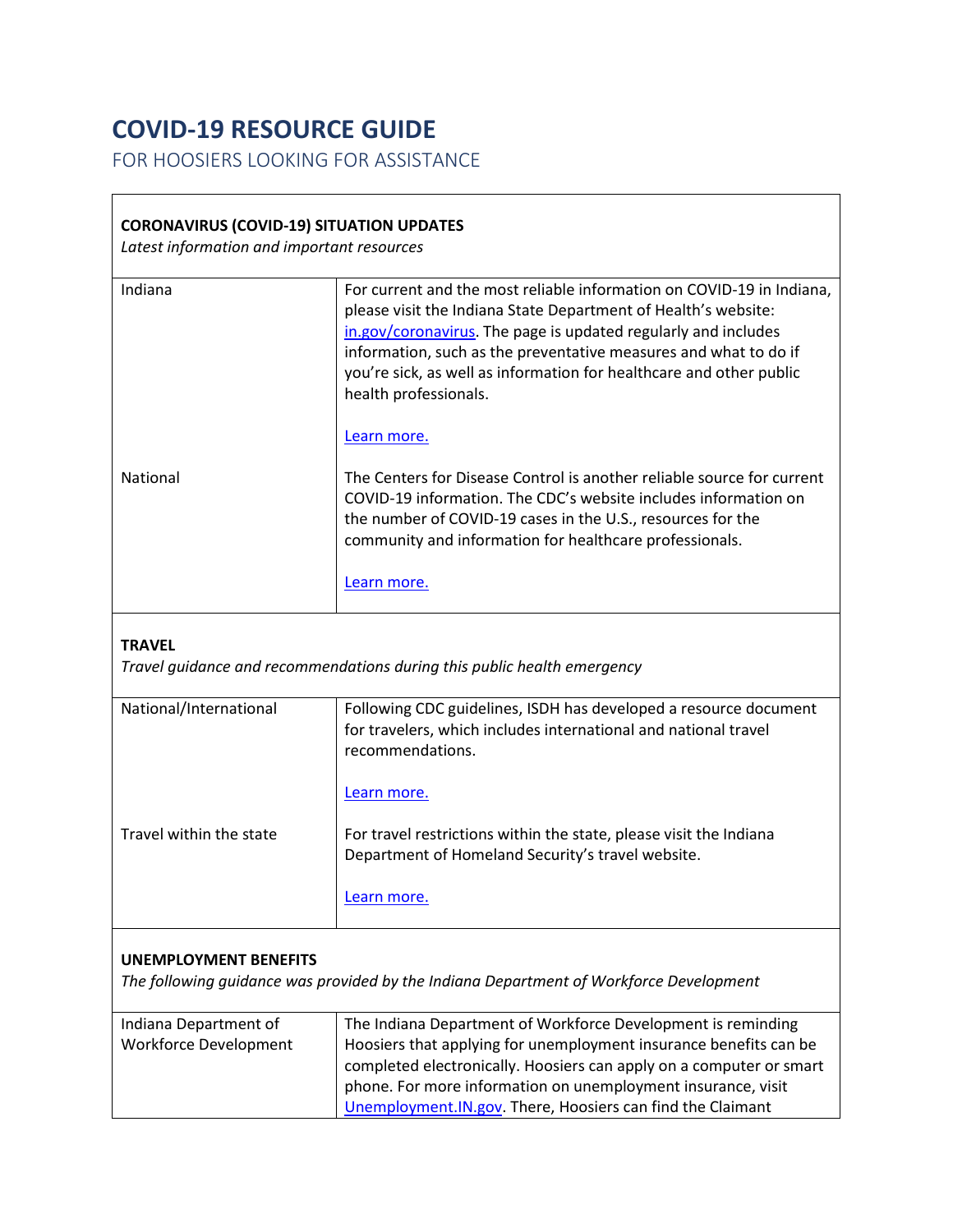# COVID-19 RESOURCE GUIDE

## FOR HOOSIERS LOOKING FOR ASSISTANCE

| **CORONAVIRUS (COVID-19) SITUATION UPDATES**<br>*Latest information and important resources* | |
|---|---|
| Indiana | For current and the most reliable information on COVID-19 in Indiana, please visit the Indiana State Department of Health's website: in.gov/coronavirus. The page is updated regularly and includes information, such as the preventative measures and what to do if you're sick, as well as information for healthcare and other public health professionals.<br><br>Learn more. |
| National | The Centers for Disease Control is another reliable source for current COVID-19 information. The CDC's website includes information on the number of COVID-19 cases in the U.S., resources for the community and information for healthcare professionals.<br><br>Learn more. |
| **TRAVEL**<br>*Travel guidance and recommendations during this public health emergency* | |
| National/International | Following CDC guidelines, ISDH has developed a resource document for travelers, which includes international and national travel recommendations.<br><br>Learn more. |
| Travel within the state | For travel restrictions within the state, please visit the Indiana Department of Homeland Security's travel website.<br><br>Learn more. |
| **UNEMPLOYMENT BENEFITS**<br>*The following guidance was provided by the Indiana Department of Workforce Development* | |
| Indiana Department of Workforce Development | The Indiana Department of Workforce Development is reminding Hoosiers that applying for unemployment insurance benefits can be completed electronically. Hoosiers can apply on a computer or smart phone. For more information on unemployment insurance, visit Unemployment.IN.gov. There, Hoosiers can find the Claimant |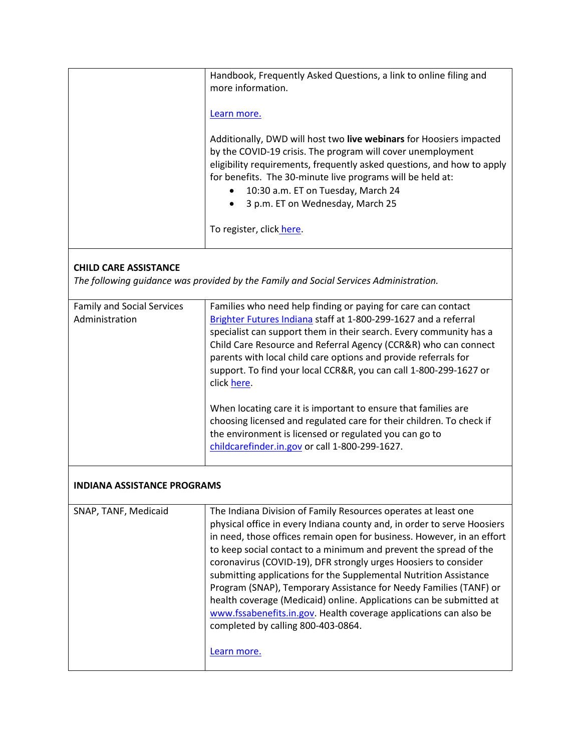| | |
|---|---|
| | Handbook, Frequently Asked Questions, a link to online filing and more information.<br><br>Learn more.<br><br>Additionally, DWD will host two **live webinars** for Hoosiers impacted by the COVID-19 crisis. The program will cover unemployment eligibility requirements, frequently asked questions, and how to apply for benefits. The 30-minute live programs will be held at:<br>• 10:30 a.m. ET on Tuesday, March 24<br>• 3 p.m. ET on Wednesday, March 25<br><br>To register, click here. |

**CHILD CARE ASSISTANCE**

*The following guidance was provided by the Family and Social Services Administration.*

| | |
|---|---|
| Family and Social Services Administration | Families who need help finding or paying for care can contact Brighter Futures Indiana staff at 1-800-299-1627 and a referral specialist can support them in their search. Every community has a Child Care Resource and Referral Agency (CCR&R) who can connect parents with local child care options and provide referrals for support. To find your local CCR&R, you can call 1-800-299-1627 or click here.<br><br>When locating care it is important to ensure that families are choosing licensed and regulated care for their children. To check if the environment is licensed or regulated you can go to childcarefinder.in.gov or call 1-800-299-1627. |

**INDIANA ASSISTANCE PROGRAMS**

| | |
|---|---|
| SNAP, TANF, Medicaid | The Indiana Division of Family Resources operates at least one physical office in every Indiana county and, in order to serve Hoosiers in need, those offices remain open for business. However, in an effort to keep social contact to a minimum and prevent the spread of the coronavirus (COVID-19), DFR strongly urges Hoosiers to consider submitting applications for the Supplemental Nutrition Assistance Program (SNAP), Temporary Assistance for Needy Families (TANF) or health coverage (Medicaid) online. Applications can be submitted at www.fssabenefits.in.gov. Health coverage applications can also be completed by calling 800-403-0864.<br><br>Learn more. |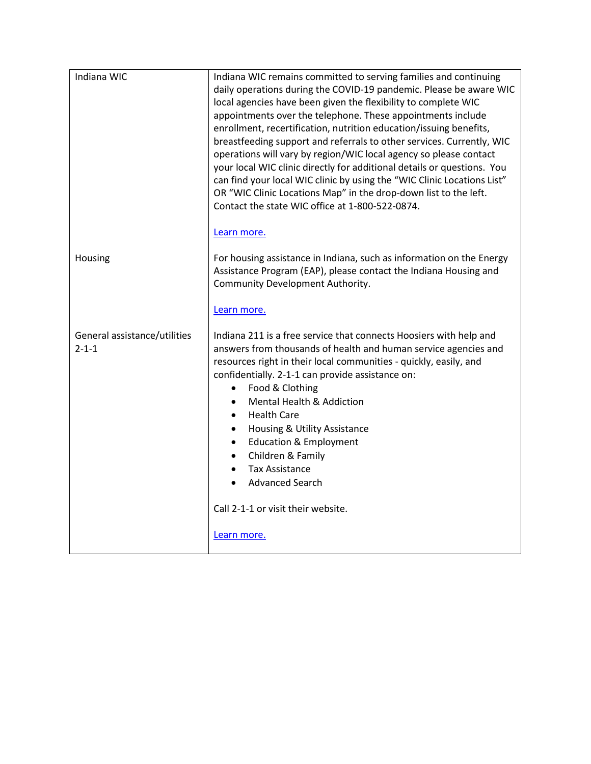| | |
|---|---|
| Indiana WIC | Indiana WIC remains committed to serving families and continuing daily operations during the COVID-19 pandemic. Please be aware WIC local agencies have been given the flexibility to complete WIC appointments over the telephone. These appointments include enrollment, recertification, nutrition education/issuing benefits, breastfeeding support and referrals to other services. Currently, WIC operations will vary by region/WIC local agency so please contact your local WIC clinic directly for additional details or questions. You can find your local WIC clinic by using the "WIC Clinic Locations List" OR "WIC Clinic Locations Map" in the drop-down list to the left. Contact the state WIC office at 1-800-522-0874.<br><br>Learn more. |
| Housing | For housing assistance in Indiana, such as information on the Energy Assistance Program (EAP), please contact the Indiana Housing and Community Development Authority.<br><br>Learn more. |
| General assistance/utilities 2-1-1 | Indiana 211 is a free service that connects Hoosiers with help and answers from thousands of health and human service agencies and resources right in their local communities - quickly, easily, and confidentially. 2-1-1 can provide assistance on:<br>• Food & Clothing<br>• Mental Health & Addiction<br>• Health Care<br>• Housing & Utility Assistance<br>• Education & Employment<br>• Children & Family<br>• Tax Assistance<br>• Advanced Search<br><br>Call 2-1-1 or visit their website.<br><br>Learn more. |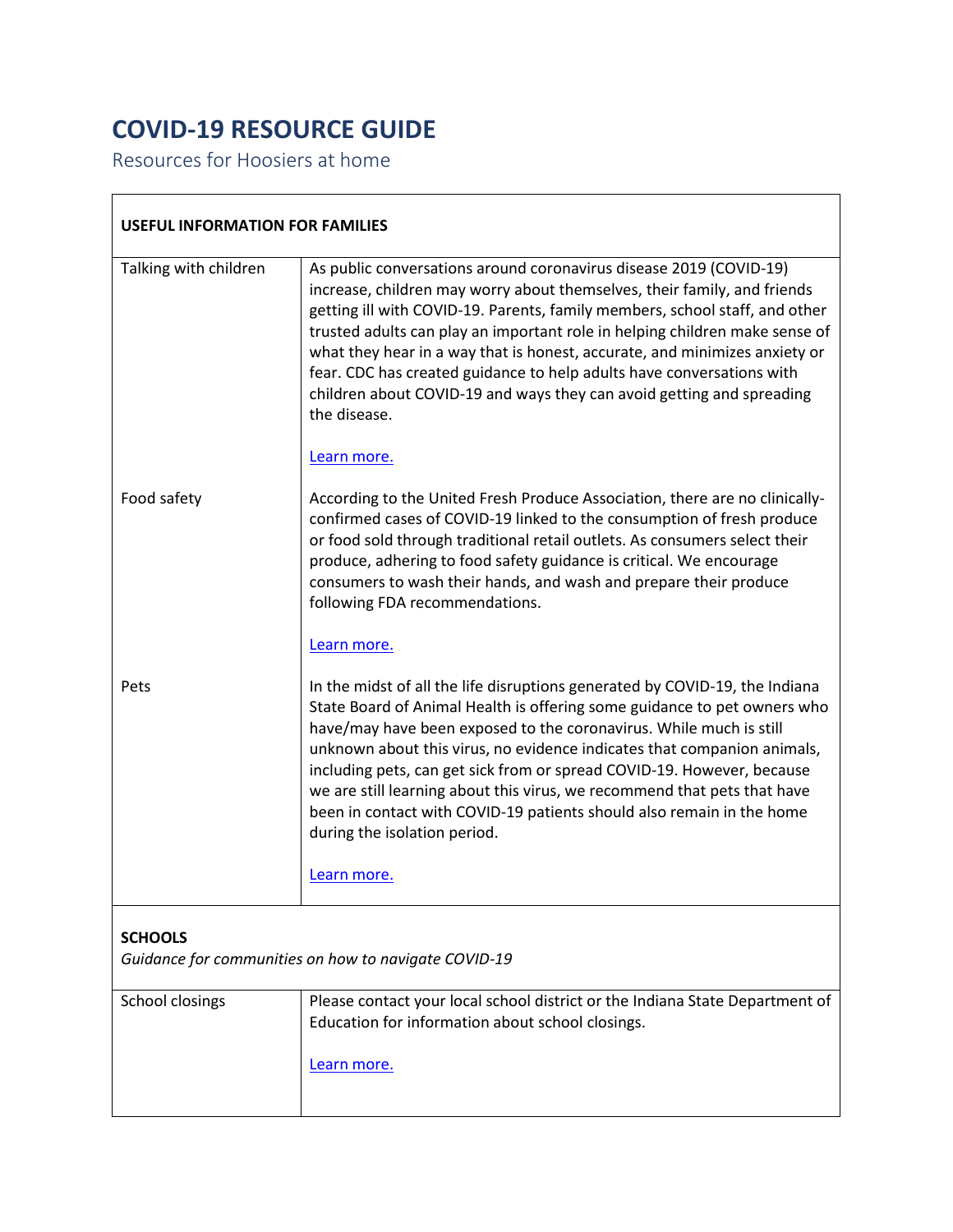# COVID-19 RESOURCE GUIDE

Resources for Hoosiers at home

| **USEFUL INFORMATION FOR FAMILIES** | |
|---|---|
| Talking with children | As public conversations around coronavirus disease 2019 (COVID-19) increase, children may worry about themselves, their family, and friends getting ill with COVID-19. Parents, family members, school staff, and other trusted adults can play an important role in helping children make sense of what they hear in a way that is honest, accurate, and minimizes anxiety or fear. CDC has created guidance to help adults have conversations with children about COVID-19 and ways they can avoid getting and spreading the disease.<br><br>Learn more. |
| Food safety | According to the United Fresh Produce Association, there are no clinically-confirmed cases of COVID-19 linked to the consumption of fresh produce or food sold through traditional retail outlets. As consumers select their produce, adhering to food safety guidance is critical. We encourage consumers to wash their hands, and wash and prepare their produce following FDA recommendations.<br><br>Learn more. |
| Pets | In the midst of all the life disruptions generated by COVID-19, the Indiana State Board of Animal Health is offering some guidance to pet owners who have/may have been exposed to the coronavirus. While much is still unknown about this virus, no evidence indicates that companion animals, including pets, can get sick from or spread COVID-19. However, because we are still learning about this virus, we recommend that pets that have been in contact with COVID-19 patients should also remain in the home during the isolation period.<br><br>Learn more. |

| **SCHOOLS**<br>*Guidance for communities on how to navigate COVID-19* | |
|---|---|
| School closings | Please contact your local school district or the Indiana State Department of Education for information about school closings.<br><br>Learn more. |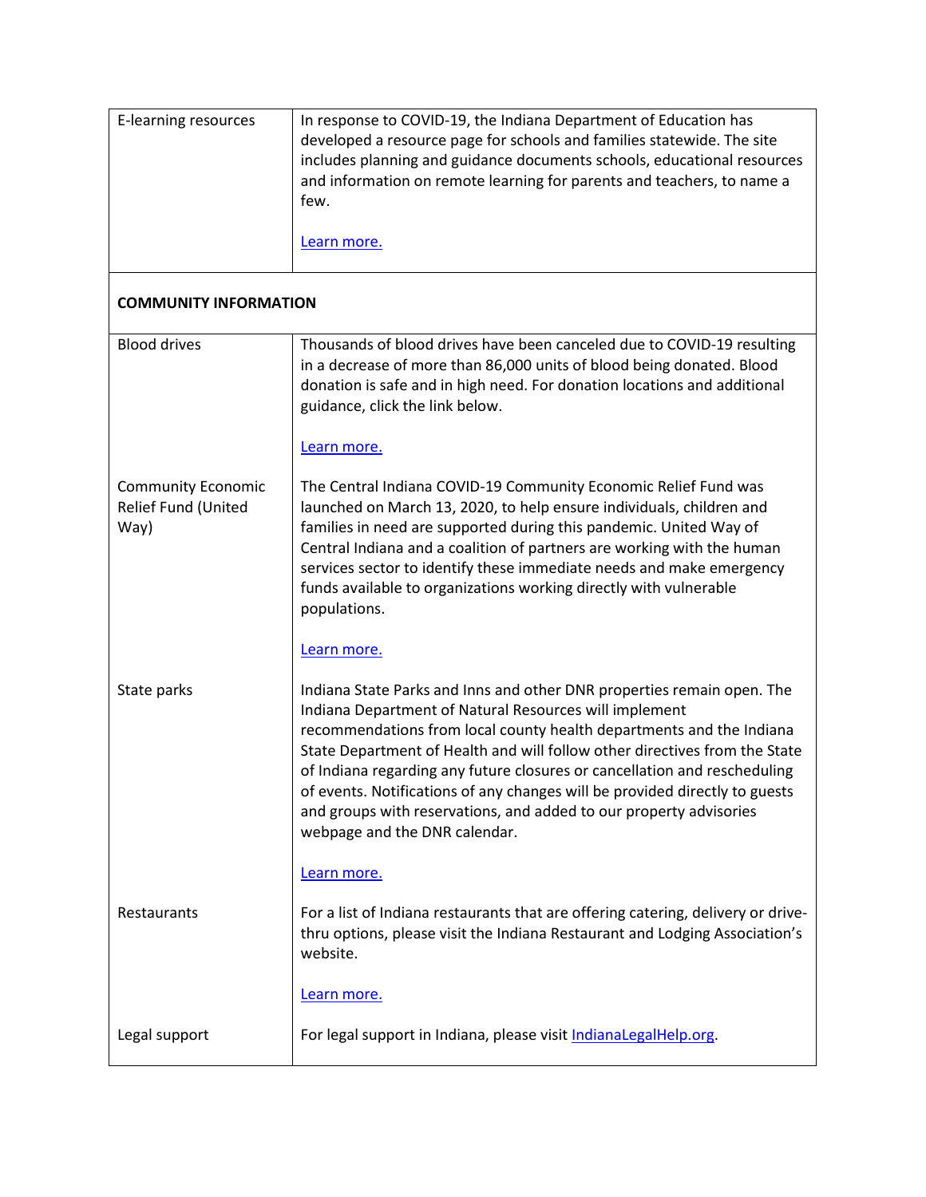| | |
|---|---|
| E-learning resources | In response to COVID-19, the Indiana Department of Education has developed a resource page for schools and families statewide. The site includes planning and guidance documents schools, educational resources and information on remote learning for parents and teachers, to name a few.<br><br>Learn more. |
| **COMMUNITY INFORMATION** | |
| Blood drives | Thousands of blood drives have been canceled due to COVID-19 resulting in a decrease of more than 86,000 units of blood being donated. Blood donation is safe and in high need. For donation locations and additional guidance, click the link below.<br><br>Learn more. |
| Community Economic Relief Fund (United Way) | The Central Indiana COVID-19 Community Economic Relief Fund was launched on March 13, 2020, to help ensure individuals, children and families in need are supported during this pandemic. United Way of Central Indiana and a coalition of partners are working with the human services sector to identify these immediate needs and make emergency funds available to organizations working directly with vulnerable populations.<br><br>Learn more. |
| State parks | Indiana State Parks and Inns and other DNR properties remain open. The Indiana Department of Natural Resources will implement recommendations from local county health departments and the Indiana State Department of Health and will follow other directives from the State of Indiana regarding any future closures or cancellation and rescheduling of events. Notifications of any changes will be provided directly to guests and groups with reservations, and added to our property advisories webpage and the DNR calendar.<br><br>Learn more. |
| Restaurants | For a list of Indiana restaurants that are offering catering, delivery or drive-thru options, please visit the Indiana Restaurant and Lodging Association's website.<br><br>Learn more. |
| Legal support | For legal support in Indiana, please visit IndianaLegalHelp.org. |